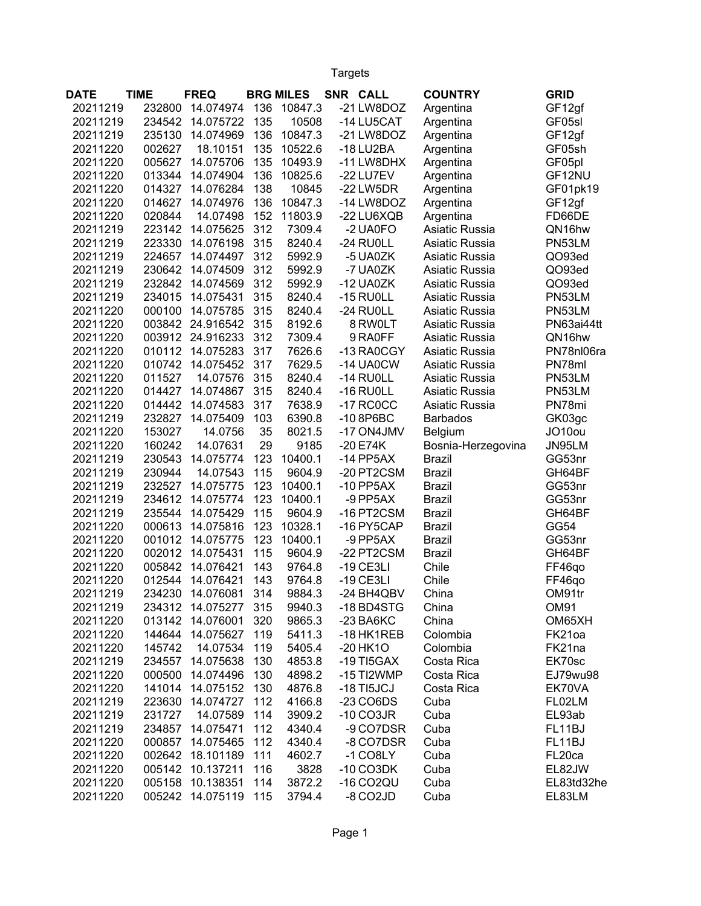# Targets

| DATE | TIME | FREQ | BRG | MILES | SNR | CALL | COUNTRY | GRID |
|---|---|---|---|---|---|---|---|---|
| 20211219 | 232800 | 14.074974 | 136 | 10847.3 | -21 | LW8DOZ | Argentina | GF12gf |
| 20211219 | 234542 | 14.075722 | 135 | 10508 | -14 | LU5CAT | Argentina | GF05sl |
| 20211219 | 235130 | 14.074969 | 136 | 10847.3 | -21 | LW8DOZ | Argentina | GF12gf |
| 20211220 | 002627 | 18.10151 | 135 | 10522.6 | -18 | LU2BA | Argentina | GF05sh |
| 20211220 | 005627 | 14.075706 | 135 | 10493.9 | -11 | LW8DHX | Argentina | GF05pl |
| 20211220 | 013344 | 14.074904 | 136 | 10825.6 | -22 | LU7EV | Argentina | GF12NU |
| 20211220 | 014327 | 14.076284 | 138 | 10845 | -22 | LW5DR | Argentina | GF01pk19 |
| 20211220 | 014627 | 14.074976 | 136 | 10847.3 | -14 | LW8DOZ | Argentina | GF12gf |
| 20211220 | 020844 | 14.07498 | 152 | 11803.9 | -22 | LU6XQB | Argentina | FD66DE |
| 20211219 | 223142 | 14.075625 | 312 | 7309.4 | -2 | UA0FO | Asiatic Russia | QN16hw |
| 20211219 | 223330 | 14.076198 | 315 | 8240.4 | -24 | RU0LL | Asiatic Russia | PN53LM |
| 20211219 | 224657 | 14.074497 | 312 | 5992.9 | -5 | UA0ZK | Asiatic Russia | QO93ed |
| 20211219 | 230642 | 14.074509 | 312 | 5992.9 | -7 | UA0ZK | Asiatic Russia | QO93ed |
| 20211219 | 232842 | 14.074569 | 312 | 5992.9 | -12 | UA0ZK | Asiatic Russia | QO93ed |
| 20211219 | 234015 | 14.075431 | 315 | 8240.4 | -15 | RU0LL | Asiatic Russia | PN53LM |
| 20211220 | 000100 | 14.075785 | 315 | 8240.4 | -24 | RU0LL | Asiatic Russia | PN53LM |
| 20211220 | 003842 | 24.916542 | 315 | 8192.6 | 8 | RW0LT | Asiatic Russia | PN63ai44tt |
| 20211220 | 003912 | 24.916233 | 312 | 7309.4 | 9 | RA0FF | Asiatic Russia | QN16hw |
| 20211220 | 010112 | 14.075283 | 317 | 7626.6 | -13 | RA0CGY | Asiatic Russia | PN78nl06ra |
| 20211220 | 010742 | 14.075452 | 317 | 7629.5 | -14 | UA0CW | Asiatic Russia | PN78ml |
| 20211220 | 011527 | 14.07576 | 315 | 8240.4 | -14 | RU0LL | Asiatic Russia | PN53LM |
| 20211220 | 014427 | 14.074867 | 315 | 8240.4 | -16 | RU0LL | Asiatic Russia | PN53LM |
| 20211220 | 014442 | 14.074583 | 317 | 7638.9 | -17 | RC0CC | Asiatic Russia | PN78mi |
| 20211219 | 232827 | 14.075409 | 103 | 6390.8 | -10 | 8P6BC | Barbados | GK03gc |
| 20211220 | 153027 | 14.0756 | 35 | 8021.5 | -17 | ON4JMV | Belgium | JO10ou |
| 20211220 | 160242 | 14.07631 | 29 | 9185 | -20 | E74K | Bosnia-Herzegovina | JN95LM |
| 20211219 | 230543 | 14.075774 | 123 | 10400.1 | -14 | PP5AX | Brazil | GG53nr |
| 20211219 | 230944 | 14.07543 | 115 | 9604.9 | -20 | PT2CSM | Brazil | GH64BF |
| 20211219 | 232527 | 14.075775 | 123 | 10400.1 | -10 | PP5AX | Brazil | GG53nr |
| 20211219 | 234612 | 14.075774 | 123 | 10400.1 | -9 | PP5AX | Brazil | GG53nr |
| 20211219 | 235544 | 14.075429 | 115 | 9604.9 | -16 | PT2CSM | Brazil | GH64BF |
| 20211220 | 000613 | 14.075816 | 123 | 10328.1 | -16 | PY5CAP | Brazil | GG54 |
| 20211220 | 001012 | 14.075775 | 123 | 10400.1 | -9 | PP5AX | Brazil | GG53nr |
| 20211220 | 002012 | 14.075431 | 115 | 9604.9 | -22 | PT2CSM | Brazil | GH64BF |
| 20211220 | 005842 | 14.076421 | 143 | 9764.8 | -19 | CE3LI | Chile | FF46qo |
| 20211220 | 012544 | 14.076421 | 143 | 9764.8 | -19 | CE3LI | Chile | FF46qo |
| 20211219 | 234230 | 14.076081 | 314 | 9884.3 | -24 | BH4QBV | China | OM91tr |
| 20211219 | 234312 | 14.075277 | 315 | 9940.3 | -18 | BD4STG | China | OM91 |
| 20211220 | 013142 | 14.076001 | 320 | 9865.3 | -23 | BA6KC | China | OM65XH |
| 20211220 | 144644 | 14.075627 | 119 | 5411.3 | -18 | HK1REB | Colombia | FK21oa |
| 20211220 | 145742 | 14.07534 | 119 | 5405.4 | -20 | HK1O | Colombia | FK21na |
| 20211219 | 234557 | 14.075638 | 130 | 4853.8 | -19 | TI5GAX | Costa Rica | EK70sc |
| 20211220 | 000500 | 14.074496 | 130 | 4898.2 | -15 | TI2WMP | Costa Rica | EJ79wu98 |
| 20211220 | 141014 | 14.075152 | 130 | 4876.8 | -18 | TI5JCJ | Costa Rica | EK70VA |
| 20211219 | 223630 | 14.074727 | 112 | 4166.8 | -23 | CO6DS | Cuba | FL02LM |
| 20211219 | 231727 | 14.07589 | 114 | 3909.2 | -10 | CO3JR | Cuba | EL93ab |
| 20211219 | 234857 | 14.075471 | 112 | 4340.4 | -9 | CO7DSR | Cuba | FL11BJ |
| 20211220 | 000857 | 14.075465 | 112 | 4340.4 | -8 | CO7DSR | Cuba | FL11BJ |
| 20211220 | 002642 | 18.101189 | 111 | 4602.7 | -1 | CO8LY | Cuba | FL20ca |
| 20211220 | 005142 | 10.137211 | 116 | 3828 | -10 | CO3DK | Cuba | EL82JW |
| 20211220 | 005158 | 10.138351 | 114 | 3872.2 | -16 | CO2QU | Cuba | EL83td32he |
| 20211220 | 005242 | 14.075119 | 115 | 3794.4 | -8 | CO2JD | Cuba | EL83LM |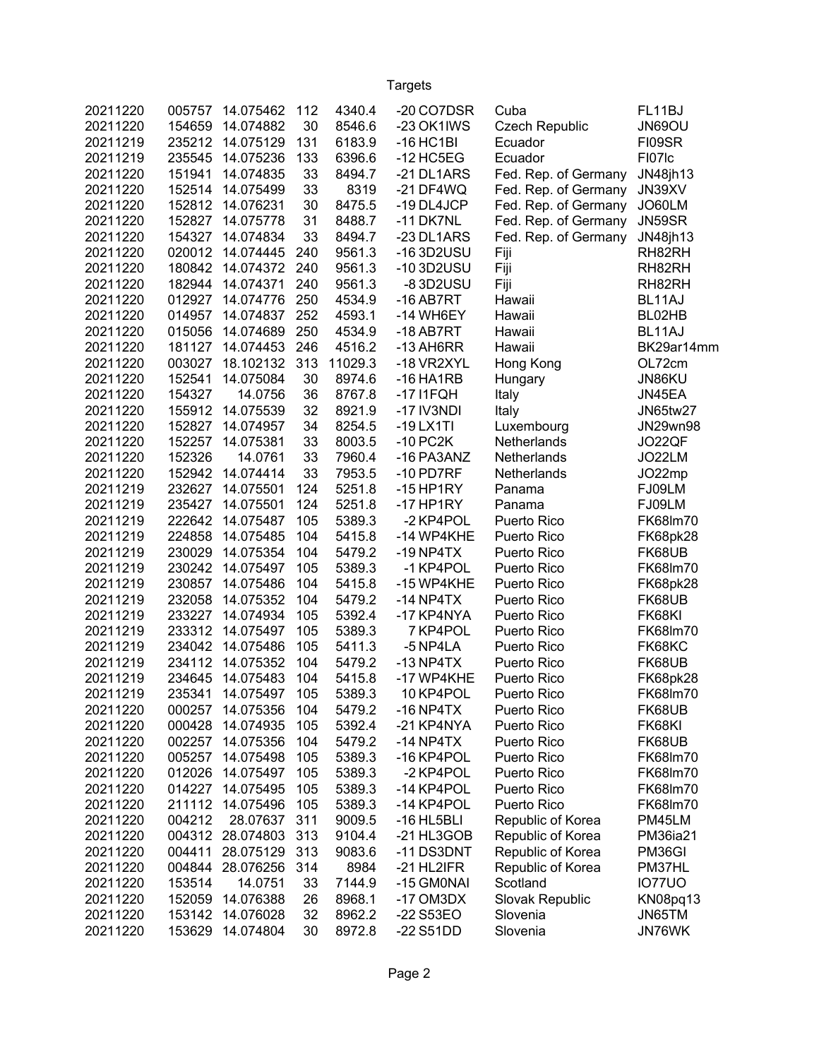# Targets

| | | | | | | | |
|---|---|---|---|---|---|---|---|
| 20211220 | 005757 | 14.075462 | 112 | 4340.4 | -20 CO7DSR | Cuba | FL11BJ |
| 20211220 | 154659 | 14.074882 | 30 | 8546.6 | -23 OK1IWS | Czech Republic | JN69OU |
| 20211219 | 235212 | 14.075129 | 131 | 6183.9 | -16 HC1BI | Ecuador | FI09SR |
| 20211219 | 235545 | 14.075236 | 133 | 6396.6 | -12 HC5EG | Ecuador | FI07lc |
| 20211220 | 151941 | 14.074835 | 33 | 8494.7 | -21 DL1ARS | Fed. Rep. of Germany | JN48jh13 |
| 20211220 | 152514 | 14.075499 | 33 | 8319 | -21 DF4WQ | Fed. Rep. of Germany | JN39XV |
| 20211220 | 152812 | 14.076231 | 30 | 8475.5 | -19 DL4JCP | Fed. Rep. of Germany | JO60LM |
| 20211220 | 152827 | 14.075778 | 31 | 8488.7 | -11 DK7NL | Fed. Rep. of Germany | JN59SR |
| 20211220 | 154327 | 14.074834 | 33 | 8494.7 | -23 DL1ARS | Fed. Rep. of Germany | JN48jh13 |
| 20211220 | 020012 | 14.074445 | 240 | 9561.3 | -16 3D2USU | Fiji | RH82RH |
| 20211220 | 180842 | 14.074372 | 240 | 9561.3 | -10 3D2USU | Fiji | RH82RH |
| 20211220 | 182944 | 14.074371 | 240 | 9561.3 | -8 3D2USU | Fiji | RH82RH |
| 20211220 | 012927 | 14.074776 | 250 | 4534.9 | -16 AB7RT | Hawaii | BL11AJ |
| 20211220 | 014957 | 14.074837 | 252 | 4593.1 | -14 WH6EY | Hawaii | BL02HB |
| 20211220 | 015056 | 14.074689 | 250 | 4534.9 | -18 AB7RT | Hawaii | BL11AJ |
| 20211220 | 181127 | 14.074453 | 246 | 4516.2 | -13 AH6RR | Hawaii | BK29ar14mm |
| 20211220 | 003027 | 18.102132 | 313 | 11029.3 | -18 VR2XYL | Hong Kong | OL72cm |
| 20211220 | 152541 | 14.075084 | 30 | 8974.6 | -16 HA1RB | Hungary | JN86KU |
| 20211220 | 154327 | 14.0756 | 36 | 8767.8 | -17 I1FQH | Italy | JN45EA |
| 20211220 | 155912 | 14.075539 | 32 | 8921.9 | -17 IV3NDI | Italy | JN65tw27 |
| 20211220 | 152827 | 14.074957 | 34 | 8254.5 | -19 LX1TI | Luxembourg | JN29wn98 |
| 20211220 | 152257 | 14.075381 | 33 | 8003.5 | -10 PC2K | Netherlands | JO22QF |
| 20211220 | 152326 | 14.0761 | 33 | 7960.4 | -16 PA3ANZ | Netherlands | JO22LM |
| 20211220 | 152942 | 14.074414 | 33 | 7953.5 | -10 PD7RF | Netherlands | JO22mp |
| 20211219 | 232627 | 14.075501 | 124 | 5251.8 | -15 HP1RY | Panama | FJ09LM |
| 20211219 | 235427 | 14.075501 | 124 | 5251.8 | -17 HP1RY | Panama | FJ09LM |
| 20211219 | 222642 | 14.075487 | 105 | 5389.3 | -2 KP4POL | Puerto Rico | FK68lm70 |
| 20211219 | 224858 | 14.07548 | 104 | 5415.8 | -14 WP4KHE | Puerto Rico | FK68pk28 |
| 20211219 | 230029 | 14.075354 | 104 | 5479.2 | -19 NP4TX | Puerto Rico | FK68UB |
| 20211219 | 230242 | 14.075497 | 105 | 5389.3 | -1 KP4POL | Puerto Rico | FK68lm70 |
| 20211219 | 230857 | 14.075486 | 104 | 5415.8 | -15 WP4KHE | Puerto Rico | FK68pk28 |
| 20211219 | 232058 | 14.075352 | 104 | 5479.2 | -14 NP4TX | Puerto Rico | FK68UB |
| 20211219 | 233227 | 14.074934 | 105 | 5392.4 | -17 KP4NYA | Puerto Rico | FK68KI |
| 20211219 | 233312 | 14.075497 | 105 | 5389.3 | 7 KP4POL | Puerto Rico | FK68lm70 |
| 20211219 | 234042 | 14.075486 | 105 | 5411.3 | -5 NP4LA | Puerto Rico | FK68KC |
| 20211219 | 234112 | 14.075352 | 104 | 5479.2 | -13 NP4TX | Puerto Rico | FK68UB |
| 20211219 | 234645 | 14.075483 | 104 | 5415.8 | -17 WP4KHE | Puerto Rico | FK68pk28 |
| 20211219 | 235341 | 14.075497 | 105 | 5389.3 | 10 KP4POL | Puerto Rico | FK68lm70 |
| 20211220 | 000257 | 14.075356 | 104 | 5479.2 | -16 NP4TX | Puerto Rico | FK68UB |
| 20211220 | 000428 | 14.074935 | 105 | 5392.4 | -21 KP4NYA | Puerto Rico | FK68KI |
| 20211220 | 002257 | 14.075356 | 104 | 5479.2 | -14 NP4TX | Puerto Rico | FK68UB |
| 20211220 | 005257 | 14.075498 | 105 | 5389.3 | -16 KP4POL | Puerto Rico | FK68lm70 |
| 20211220 | 012026 | 14.075497 | 105 | 5389.3 | -2 KP4POL | Puerto Rico | FK68lm70 |
| 20211220 | 014227 | 14.075495 | 105 | 5389.3 | -14 KP4POL | Puerto Rico | FK68lm70 |
| 20211220 | 211112 | 14.075496 | 105 | 5389.3 | -14 KP4POL | Puerto Rico | FK68lm70 |
| 20211220 | 004212 | 28.07637 | 311 | 9009.5 | -16 HL5BLI | Republic of Korea | PM45LM |
| 20211220 | 004312 | 28.074803 | 313 | 9104.4 | -21 HL3GOB | Republic of Korea | PM36ia21 |
| 20211220 | 004411 | 28.075129 | 313 | 9083.6 | -11 DS3DNT | Republic of Korea | PM36GI |
| 20211220 | 004844 | 28.076256 | 314 | 8984 | -21 HL2IFR | Republic of Korea | PM37HL |
| 20211220 | 153514 | 14.0751 | 33 | 7144.9 | -15 GM0NAI | Scotland | IO77UO |
| 20211220 | 152059 | 14.076388 | 26 | 8968.1 | -17 OM3DX | Slovak Republic | KN08pq13 |
| 20211220 | 153142 | 14.076028 | 32 | 8962.2 | -22 S53EO | Slovenia | JN65TM |
| 20211220 | 153629 | 14.074804 | 30 | 8972.8 | -22 S51DD | Slovenia | JN76WK |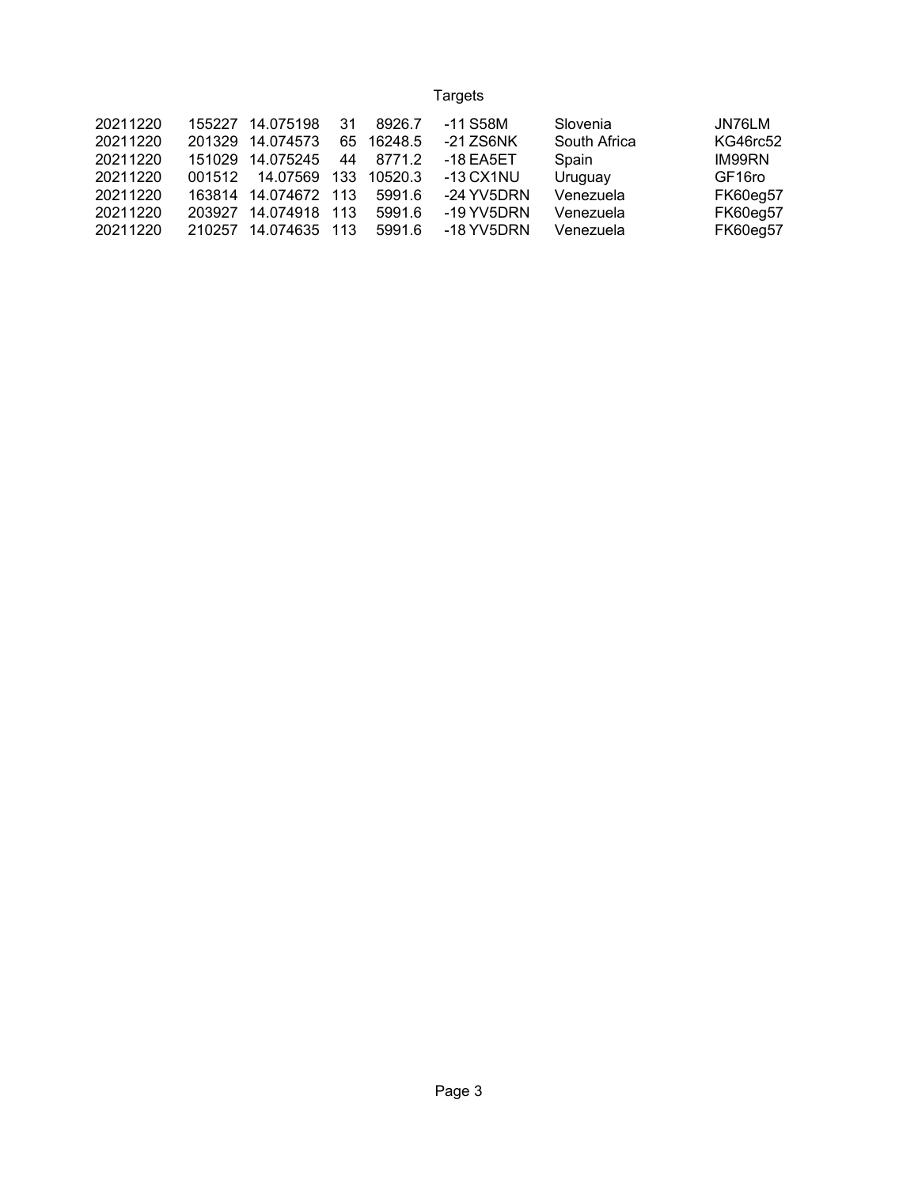Targets

| | | | | | | | | |
|---|---|---|---|---|---|---|---|---|
| 20211220 | 155227 | 14.075198 | 31 | 8926.7 | -11 | S58M | Slovenia | JN76LM |
| 20211220 | 201329 | 14.074573 | 65 | 16248.5 | -21 | ZS6NK | South Africa | KG46rc52 |
| 20211220 | 151029 | 14.075245 | 44 | 8771.2 | -18 | EA5ET | Spain | IM99RN |
| 20211220 | 001512 | 14.07569 | 133 | 10520.3 | -13 | CX1NU | Uruguay | GF16ro |
| 20211220 | 163814 | 14.074672 | 113 | 5991.6 | -24 | YV5DRN | Venezuela | FK60eg57 |
| 20211220 | 203927 | 14.074918 | 113 | 5991.6 | -19 | YV5DRN | Venezuela | FK60eg57 |
| 20211220 | 210257 | 14.074635 | 113 | 5991.6 | -18 | YV5DRN | Venezuela | FK60eg57 |